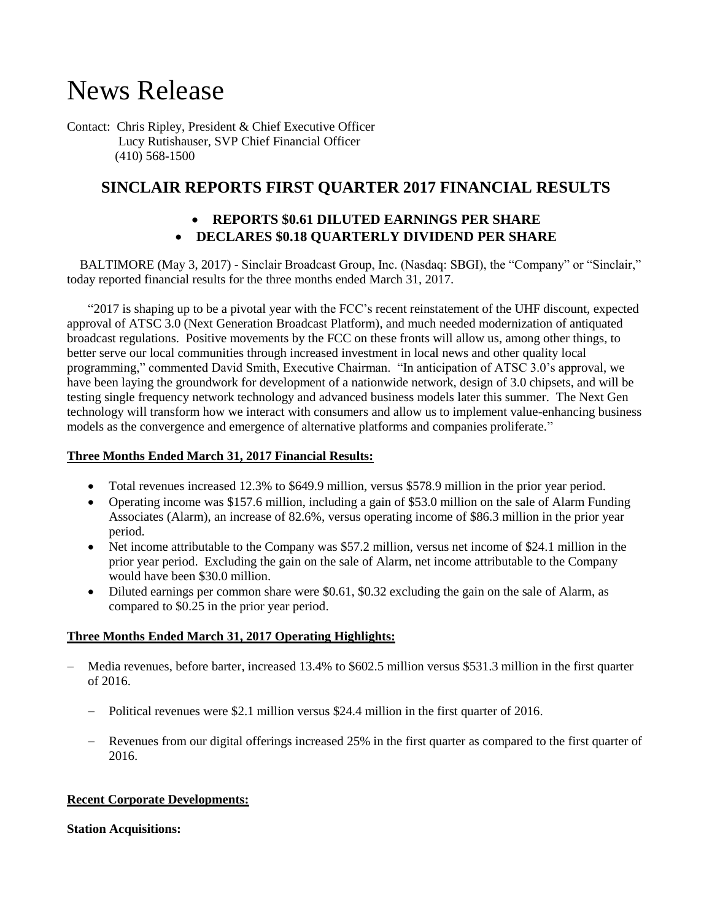# News Release

Contact: Chris Ripley, President & Chief Executive Officer
Lucy Rutishauser, SVP Chief Financial Officer
(410) 568-1500

## SINCLAIR REPORTS FIRST QUARTER 2017 FINANCIAL RESULTS

- **REPORTS $0.61 DILUTED EARNINGS PER SHARE**
- **DECLARES $0.18 QUARTERLY DIVIDEND PER SHARE**

BALTIMORE (May 3, 2017) - Sinclair Broadcast Group, Inc. (Nasdaq: SBGI), the "Company" or "Sinclair," today reported financial results for the three months ended March 31, 2017.

"2017 is shaping up to be a pivotal year with the FCC's recent reinstatement of the UHF discount, expected approval of ATSC 3.0 (Next Generation Broadcast Platform), and much needed modernization of antiquated broadcast regulations. Positive movements by the FCC on these fronts will allow us, among other things, to better serve our local communities through increased investment in local news and other quality local programming," commented David Smith, Executive Chairman. "In anticipation of ATSC 3.0's approval, we have been laying the groundwork for development of a nationwide network, design of 3.0 chipsets, and will be testing single frequency network technology and advanced business models later this summer. The Next Gen technology will transform how we interact with consumers and allow us to implement value-enhancing business models as the convergence and emergence of alternative platforms and companies proliferate."

**Three Months Ended March 31, 2017 Financial Results:**

- Total revenues increased 12.3% to $649.9 million, versus $578.9 million in the prior year period.
- Operating income was $157.6 million, including a gain of $53.0 million on the sale of Alarm Funding Associates (Alarm), an increase of 82.6%, versus operating income of $86.3 million in the prior year period.
- Net income attributable to the Company was $57.2 million, versus net income of $24.1 million in the prior year period. Excluding the gain on the sale of Alarm, net income attributable to the Company would have been $30.0 million.
- Diluted earnings per common share were $0.61, $0.32 excluding the gain on the sale of Alarm, as compared to $0.25 in the prior year period.

**Three Months Ended March 31, 2017 Operating Highlights:**

- Media revenues, before barter, increased 13.4% to $602.5 million versus $531.3 million in the first quarter of 2016.
  - Political revenues were $2.1 million versus $24.4 million in the first quarter of 2016.
  - Revenues from our digital offerings increased 25% in the first quarter as compared to the first quarter of 2016.

**Recent Corporate Developments:**

**Station Acquisitions:**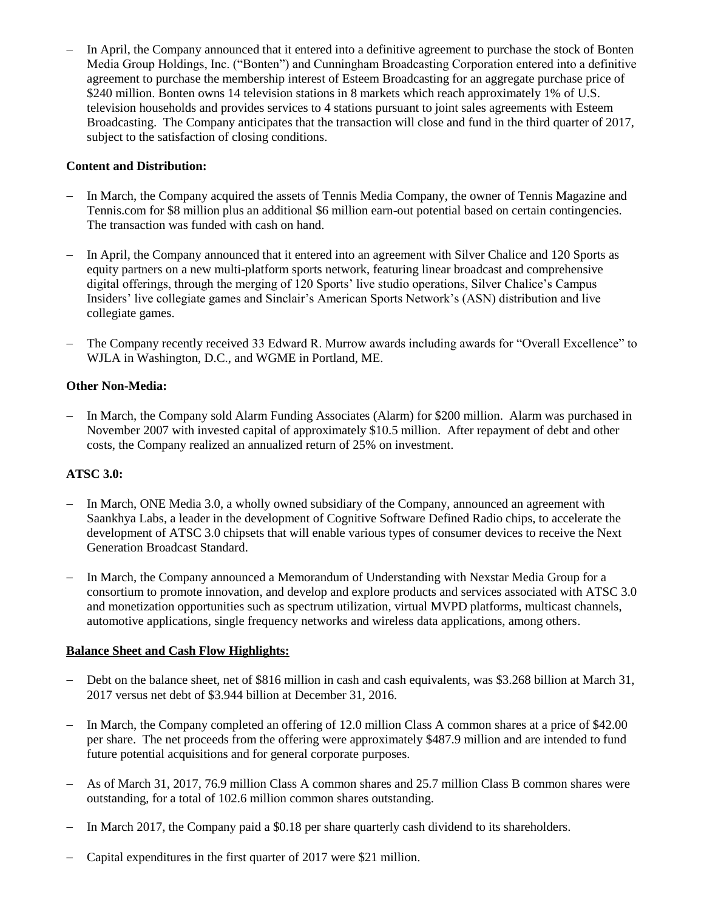- In April, the Company announced that it entered into a definitive agreement to purchase the stock of Bonten Media Group Holdings, Inc. ("Bonten") and Cunningham Broadcasting Corporation entered into a definitive agreement to purchase the membership interest of Esteem Broadcasting for an aggregate purchase price of $240 million. Bonten owns 14 television stations in 8 markets which reach approximately 1% of U.S. television households and provides services to 4 stations pursuant to joint sales agreements with Esteem Broadcasting. The Company anticipates that the transaction will close and fund in the third quarter of 2017, subject to the satisfaction of closing conditions.

**Content and Distribution:**

- In March, the Company acquired the assets of Tennis Media Company, the owner of Tennis Magazine and Tennis.com for $8 million plus an additional $6 million earn-out potential based on certain contingencies. The transaction was funded with cash on hand.

- In April, the Company announced that it entered into an agreement with Silver Chalice and 120 Sports as equity partners on a new multi-platform sports network, featuring linear broadcast and comprehensive digital offerings, through the merging of 120 Sports' live studio operations, Silver Chalice's Campus Insiders' live collegiate games and Sinclair's American Sports Network's (ASN) distribution and live collegiate games.

- The Company recently received 33 Edward R. Murrow awards including awards for "Overall Excellence" to WJLA in Washington, D.C., and WGME in Portland, ME.

**Other Non-Media:**

- In March, the Company sold Alarm Funding Associates (Alarm) for $200 million. Alarm was purchased in November 2007 with invested capital of approximately $10.5 million. After repayment of debt and other costs, the Company realized an annualized return of 25% on investment.

**ATSC 3.0:**

- In March, ONE Media 3.0, a wholly owned subsidiary of the Company, announced an agreement with Saankhya Labs, a leader in the development of Cognitive Software Defined Radio chips, to accelerate the development of ATSC 3.0 chipsets that will enable various types of consumer devices to receive the Next Generation Broadcast Standard.

- In March, the Company announced a Memorandum of Understanding with Nexstar Media Group for a consortium to promote innovation, and develop and explore products and services associated with ATSC 3.0 and monetization opportunities such as spectrum utilization, virtual MVPD platforms, multicast channels, automotive applications, single frequency networks and wireless data applications, among others.

**Balance Sheet and Cash Flow Highlights:**

- Debt on the balance sheet, net of $816 million in cash and cash equivalents, was $3.268 billion at March 31, 2017 versus net debt of $3.944 billion at December 31, 2016.

- In March, the Company completed an offering of 12.0 million Class A common shares at a price of $42.00 per share. The net proceeds from the offering were approximately $487.9 million and are intended to fund future potential acquisitions and for general corporate purposes.

- As of March 31, 2017, 76.9 million Class A common shares and 25.7 million Class B common shares were outstanding, for a total of 102.6 million common shares outstanding.

- In March 2017, the Company paid a $0.18 per share quarterly cash dividend to its shareholders.

- Capital expenditures in the first quarter of 2017 were $21 million.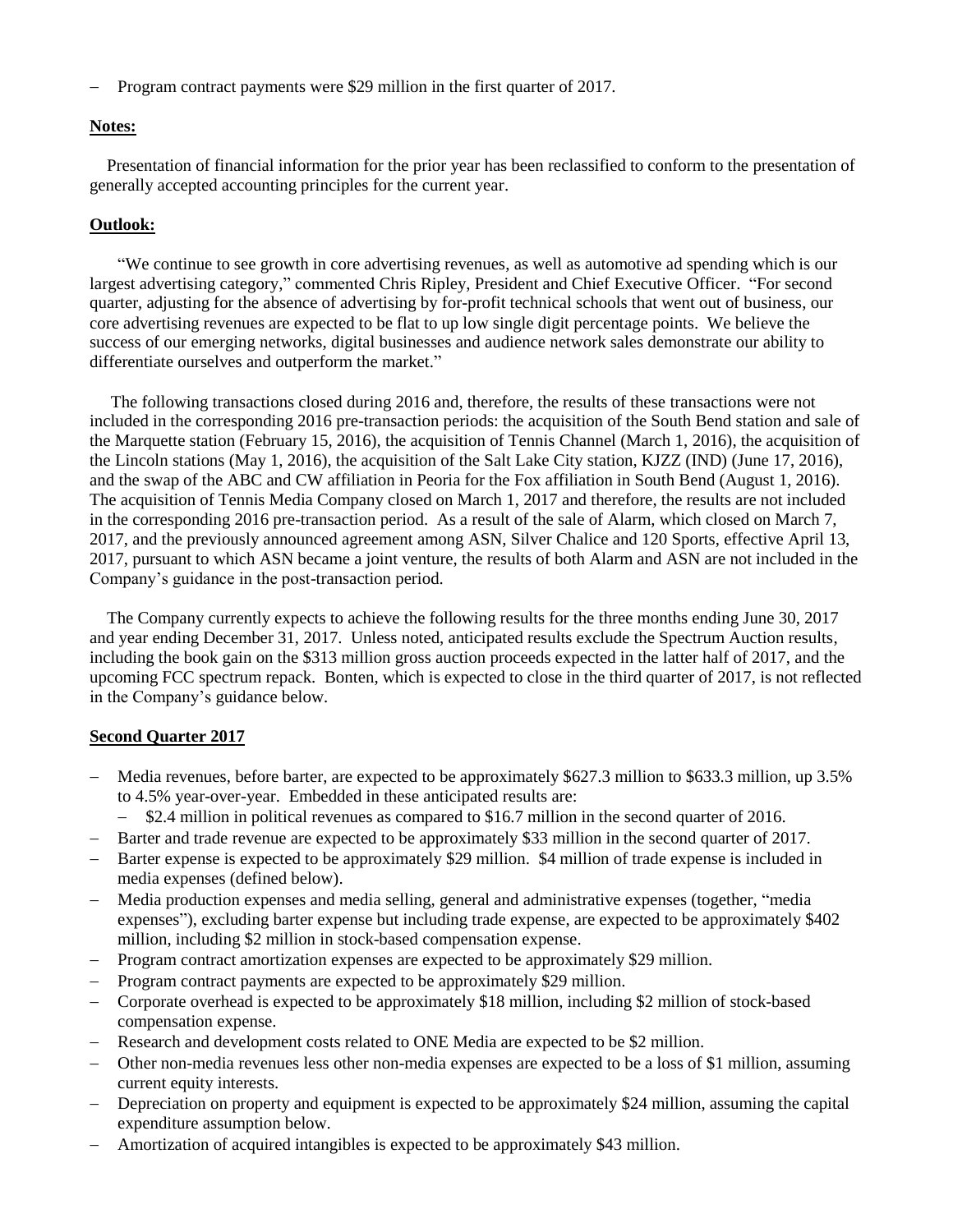- Program contract payments were $29 million in the first quarter of 2017.

**Notes:**

Presentation of financial information for the prior year has been reclassified to conform to the presentation of generally accepted accounting principles for the current year.

**Outlook:**

"We continue to see growth in core advertising revenues, as well as automotive ad spending which is our largest advertising category," commented Chris Ripley, President and Chief Executive Officer. "For second quarter, adjusting for the absence of advertising by for-profit technical schools that went out of business, our core advertising revenues are expected to be flat to up low single digit percentage points. We believe the success of our emerging networks, digital businesses and audience network sales demonstrate our ability to differentiate ourselves and outperform the market."

The following transactions closed during 2016 and, therefore, the results of these transactions were not included in the corresponding 2016 pre-transaction periods: the acquisition of the South Bend station and sale of the Marquette station (February 15, 2016), the acquisition of Tennis Channel (March 1, 2016), the acquisition of the Lincoln stations (May 1, 2016), the acquisition of the Salt Lake City station, KJZZ (IND) (June 17, 2016), and the swap of the ABC and CW affiliation in Peoria for the Fox affiliation in South Bend (August 1, 2016). The acquisition of Tennis Media Company closed on March 1, 2017 and therefore, the results are not included in the corresponding 2016 pre-transaction period. As a result of the sale of Alarm, which closed on March 7, 2017, and the previously announced agreement among ASN, Silver Chalice and 120 Sports, effective April 13, 2017, pursuant to which ASN became a joint venture, the results of both Alarm and ASN are not included in the Company's guidance in the post-transaction period.

The Company currently expects to achieve the following results for the three months ending June 30, 2017 and year ending December 31, 2017. Unless noted, anticipated results exclude the Spectrum Auction results, including the book gain on the $313 million gross auction proceeds expected in the latter half of 2017, and the upcoming FCC spectrum repack. Bonten, which is expected to close in the third quarter of 2017, is not reflected in the Company's guidance below.

**Second Quarter 2017**

- Media revenues, before barter, are expected to be approximately $627.3 million to $633.3 million, up 3.5% to 4.5% year-over-year. Embedded in these anticipated results are:
  - $2.4 million in political revenues as compared to $16.7 million in the second quarter of 2016.
- Barter and trade revenue are expected to be approximately $33 million in the second quarter of 2017.
- Barter expense is expected to be approximately $29 million. $4 million of trade expense is included in media expenses (defined below).
- Media production expenses and media selling, general and administrative expenses (together, "media expenses"), excluding barter expense but including trade expense, are expected to be approximately $402 million, including $2 million in stock-based compensation expense.
- Program contract amortization expenses are expected to be approximately $29 million.
- Program contract payments are expected to be approximately $29 million.
- Corporate overhead is expected to be approximately $18 million, including $2 million of stock-based compensation expense.
- Research and development costs related to ONE Media are expected to be $2 million.
- Other non-media revenues less other non-media expenses are expected to be a loss of $1 million, assuming current equity interests.
- Depreciation on property and equipment is expected to be approximately $24 million, assuming the capital expenditure assumption below.
- Amortization of acquired intangibles is expected to be approximately $43 million.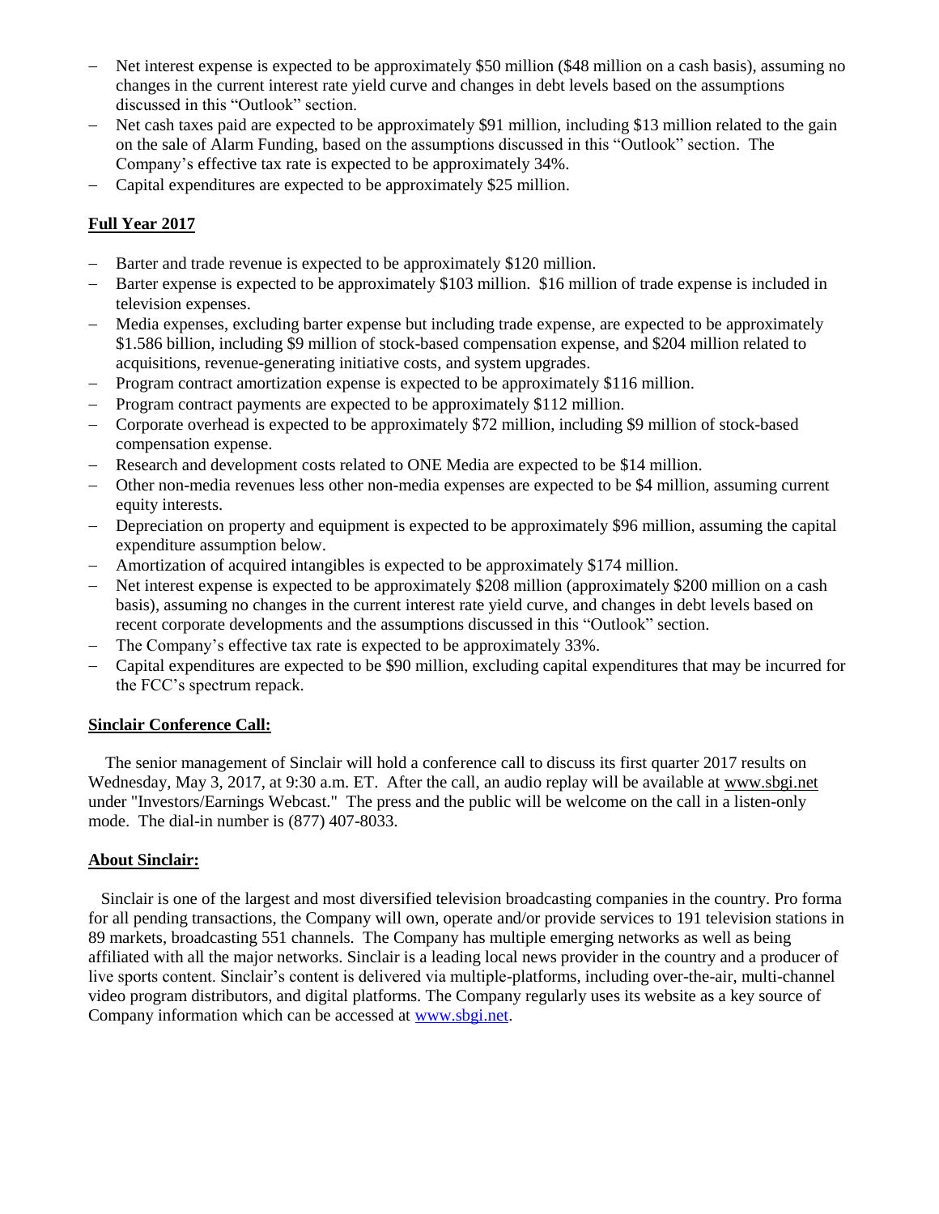- Net interest expense is expected to be approximately $50 million ($48 million on a cash basis), assuming no changes in the current interest rate yield curve and changes in debt levels based on the assumptions discussed in this "Outlook" section.
- Net cash taxes paid are expected to be approximately $91 million, including $13 million related to the gain on the sale of Alarm Funding, based on the assumptions discussed in this "Outlook" section. The Company's effective tax rate is expected to be approximately 34%.
- Capital expenditures are expected to be approximately $25 million.

**Full Year 2017**

- Barter and trade revenue is expected to be approximately $120 million.
- Barter expense is expected to be approximately $103 million. $16 million of trade expense is included in television expenses.
- Media expenses, excluding barter expense but including trade expense, are expected to be approximately $1.586 billion, including $9 million of stock-based compensation expense, and $204 million related to acquisitions, revenue-generating initiative costs, and system upgrades.
- Program contract amortization expense is expected to be approximately $116 million.
- Program contract payments are expected to be approximately $112 million.
- Corporate overhead is expected to be approximately $72 million, including $9 million of stock-based compensation expense.
- Research and development costs related to ONE Media are expected to be $14 million.
- Other non-media revenues less other non-media expenses are expected to be $4 million, assuming current equity interests.
- Depreciation on property and equipment is expected to be approximately $96 million, assuming the capital expenditure assumption below.
- Amortization of acquired intangibles is expected to be approximately $174 million.
- Net interest expense is expected to be approximately $208 million (approximately $200 million on a cash basis), assuming no changes in the current interest rate yield curve, and changes in debt levels based on recent corporate developments and the assumptions discussed in this "Outlook" section.
- The Company's effective tax rate is expected to be approximately 33%.
- Capital expenditures are expected to be $90 million, excluding capital expenditures that may be incurred for the FCC's spectrum repack.

**Sinclair Conference Call:**

The senior management of Sinclair will hold a conference call to discuss its first quarter 2017 results on Wednesday, May 3, 2017, at 9:30 a.m. ET. After the call, an audio replay will be available at www.sbgi.net under "Investors/Earnings Webcast." The press and the public will be welcome on the call in a listen-only mode. The dial-in number is (877) 407-8033.

**About Sinclair:**

Sinclair is one of the largest and most diversified television broadcasting companies in the country. Pro forma for all pending transactions, the Company will own, operate and/or provide services to 191 television stations in 89 markets, broadcasting 551 channels. The Company has multiple emerging networks as well as being affiliated with all the major networks. Sinclair is a leading local news provider in the country and a producer of live sports content. Sinclair's content is delivered via multiple-platforms, including over-the-air, multi-channel video program distributors, and digital platforms. The Company regularly uses its website as a key source of Company information which can be accessed at www.sbgi.net.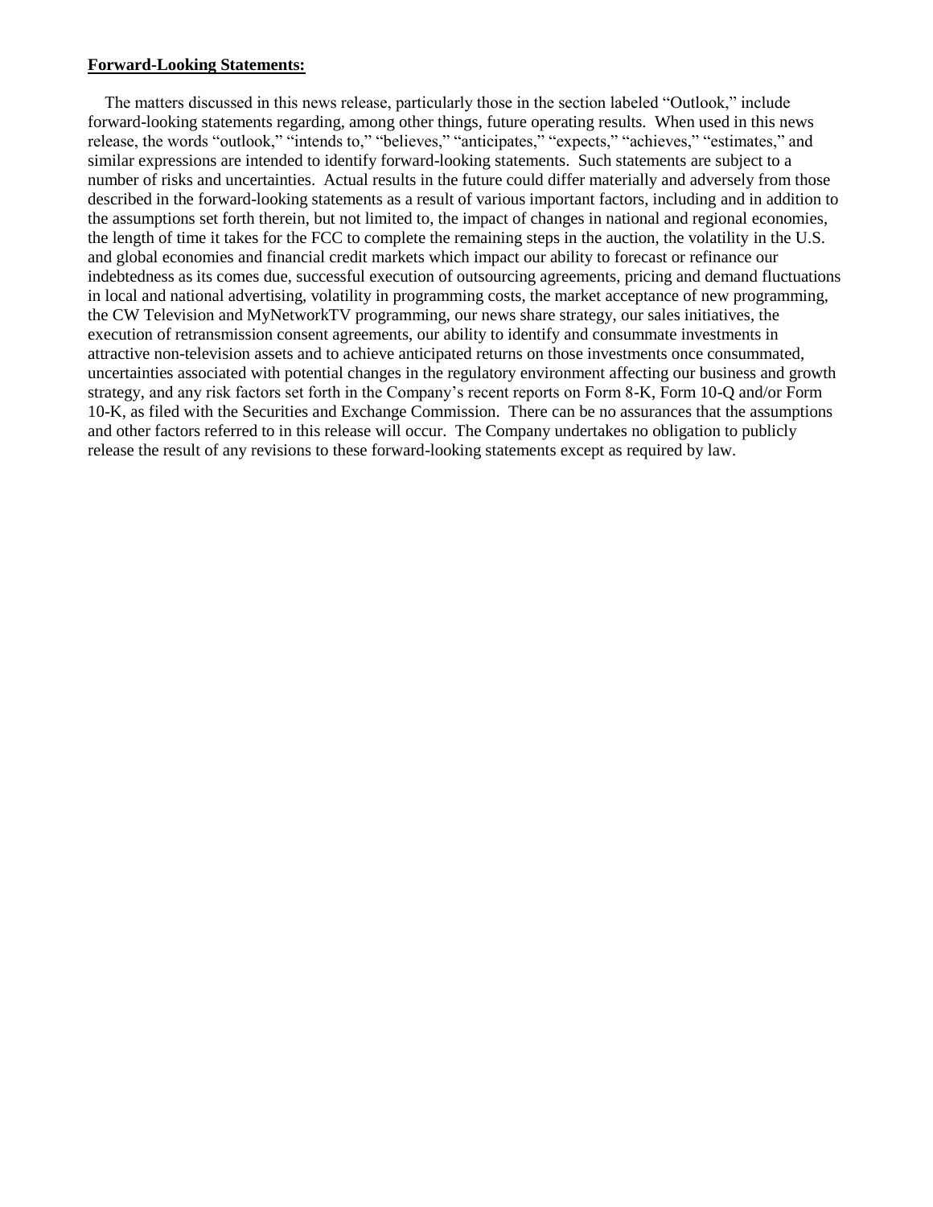**Forward-Looking Statements:**

The matters discussed in this news release, particularly those in the section labeled "Outlook," include forward-looking statements regarding, among other things, future operating results. When used in this news release, the words "outlook," "intends to," "believes," "anticipates," "expects," "achieves," "estimates," and similar expressions are intended to identify forward-looking statements. Such statements are subject to a number of risks and uncertainties. Actual results in the future could differ materially and adversely from those described in the forward-looking statements as a result of various important factors, including and in addition to the assumptions set forth therein, but not limited to, the impact of changes in national and regional economies, the length of time it takes for the FCC to complete the remaining steps in the auction, the volatility in the U.S. and global economies and financial credit markets which impact our ability to forecast or refinance our indebtedness as its comes due, successful execution of outsourcing agreements, pricing and demand fluctuations in local and national advertising, volatility in programming costs, the market acceptance of new programming, the CW Television and MyNetworkTV programming, our news share strategy, our sales initiatives, the execution of retransmission consent agreements, our ability to identify and consummate investments in attractive non-television assets and to achieve anticipated returns on those investments once consummated, uncertainties associated with potential changes in the regulatory environment affecting our business and growth strategy, and any risk factors set forth in the Company's recent reports on Form 8-K, Form 10-Q and/or Form 10-K, as filed with the Securities and Exchange Commission. There can be no assurances that the assumptions and other factors referred to in this release will occur. The Company undertakes no obligation to publicly release the result of any revisions to these forward-looking statements except as required by law.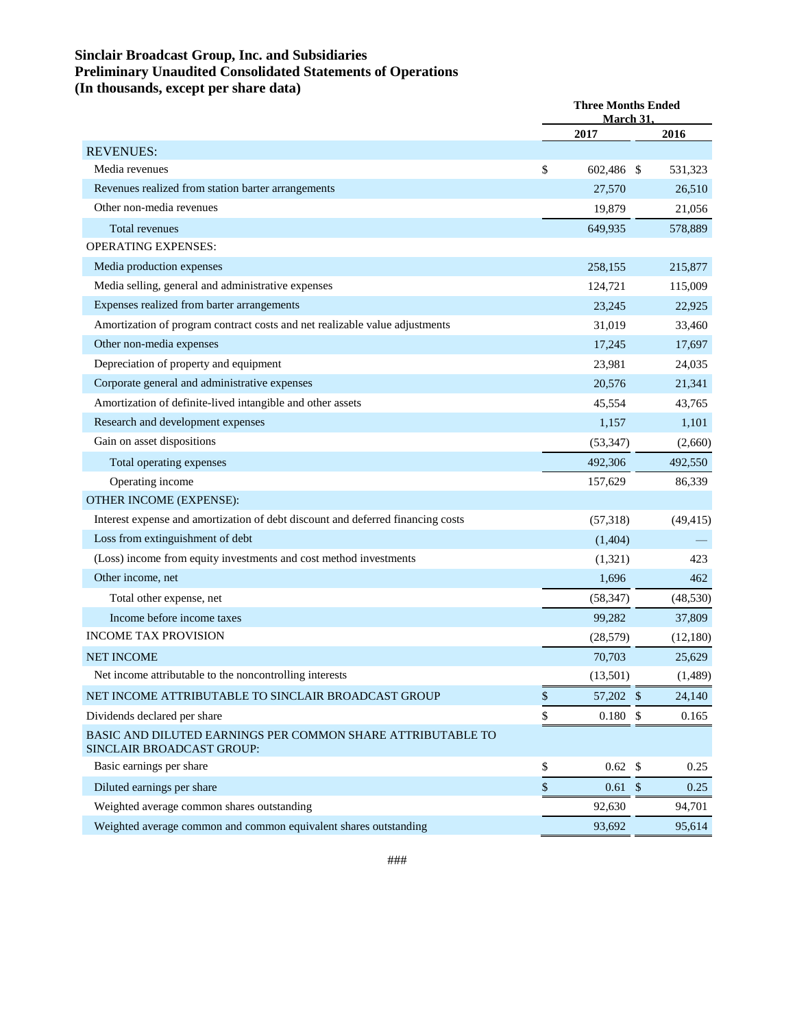**Sinclair Broadcast Group, Inc. and Subsidiaries**
**Preliminary Unaudited Consolidated Statements of Operations**
**(In thousands, except per share data)**

| | Three Months Ended March 31, | |
|---|---|---|
| | 2017 | 2016 |
| REVENUES: | | |
| Media revenues | $ 602,486 | $ 531,323 |
| Revenues realized from station barter arrangements | 27,570 | 26,510 |
| Other non-media revenues | 19,879 | 21,056 |
| Total revenues | 649,935 | 578,889 |
| OPERATING EXPENSES: | | |
| Media production expenses | 258,155 | 215,877 |
| Media selling, general and administrative expenses | 124,721 | 115,009 |
| Expenses realized from barter arrangements | 23,245 | 22,925 |
| Amortization of program contract costs and net realizable value adjustments | 31,019 | 33,460 |
| Other non-media expenses | 17,245 | 17,697 |
| Depreciation of property and equipment | 23,981 | 24,035 |
| Corporate general and administrative expenses | 20,576 | 21,341 |
| Amortization of definite-lived intangible and other assets | 45,554 | 43,765 |
| Research and development expenses | 1,157 | 1,101 |
| Gain on asset dispositions | (53,347) | (2,660) |
| Total operating expenses | 492,306 | 492,550 |
| Operating income | 157,629 | 86,339 |
| OTHER INCOME (EXPENSE): | | |
| Interest expense and amortization of debt discount and deferred financing costs | (57,318) | (49,415) |
| Loss from extinguishment of debt | (1,404) | — |
| (Loss) income from equity investments and cost method investments | (1,321) | 423 |
| Other income, net | 1,696 | 462 |
| Total other expense, net | (58,347) | (48,530) |
| Income before income taxes | 99,282 | 37,809 |
| INCOME TAX PROVISION | (28,579) | (12,180) |
| NET INCOME | 70,703 | 25,629 |
| Net income attributable to the noncontrolling interests | (13,501) | (1,489) |
| NET INCOME ATTRIBUTABLE TO SINCLAIR BROADCAST GROUP | $ 57,202 | $ 24,140 |
| Dividends declared per share | $ 0.180 | $ 0.165 |
| BASIC AND DILUTED EARNINGS PER COMMON SHARE ATTRIBUTABLE TO SINCLAIR BROADCAST GROUP: | | |
| Basic earnings per share | $ 0.62 | $ 0.25 |
| Diluted earnings per share | $ 0.61 | $ 0.25 |
| Weighted average common shares outstanding | 92,630 | 94,701 |
| Weighted average common and common equivalent shares outstanding | 93,692 | 95,614 |

###